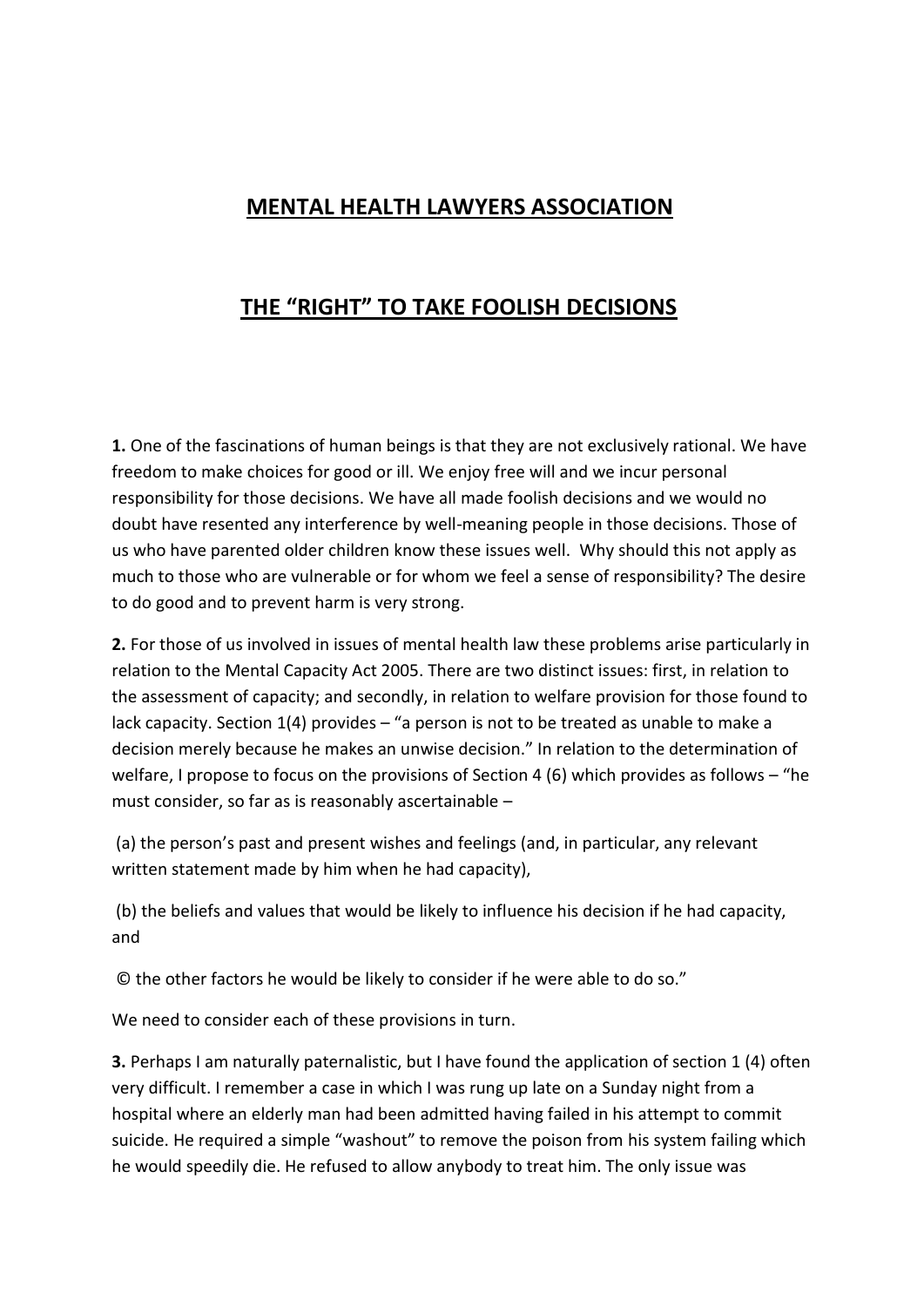# MENTAL HEALTH LAWYERS ASSOCIATION

## THE "RIGHT" TO TAKE FOOLISH DECISIONS

**1.** One of the fascinations of human beings is that they are not exclusively rational. We have freedom to make choices for good or ill. We enjoy free will and we incur personal responsibility for those decisions. We have all made foolish decisions and we would no doubt have resented any interference by well-meaning people in those decisions. Those of us who have parented older children know these issues well. Why should this not apply as much to those who are vulnerable or for whom we feel a sense of responsibility? The desire to do good and to prevent harm is very strong.

**2.** For those of us involved in issues of mental health law these problems arise particularly in relation to the Mental Capacity Act 2005. There are two distinct issues: first, in relation to the assessment of capacity; and secondly, in relation to welfare provision for those found to lack capacity. Section 1(4) provides – "a person is not to be treated as unable to make a decision merely because he makes an unwise decision." In relation to the determination of welfare, I propose to focus on the provisions of Section 4 (6) which provides as follows – "he must consider, so far as is reasonably ascertainable –

(a) the person's past and present wishes and feelings (and, in particular, any relevant written statement made by him when he had capacity),

(b) the beliefs and values that would be likely to influence his decision if he had capacity, and

© the other factors he would be likely to consider if he were able to do so."

We need to consider each of these provisions in turn.

**3.** Perhaps I am naturally paternalistic, but I have found the application of section 1 (4) often very difficult. I remember a case in which I was rung up late on a Sunday night from a hospital where an elderly man had been admitted having failed in his attempt to commit suicide. He required a simple "washout" to remove the poison from his system failing which he would speedily die. He refused to allow anybody to treat him. The only issue was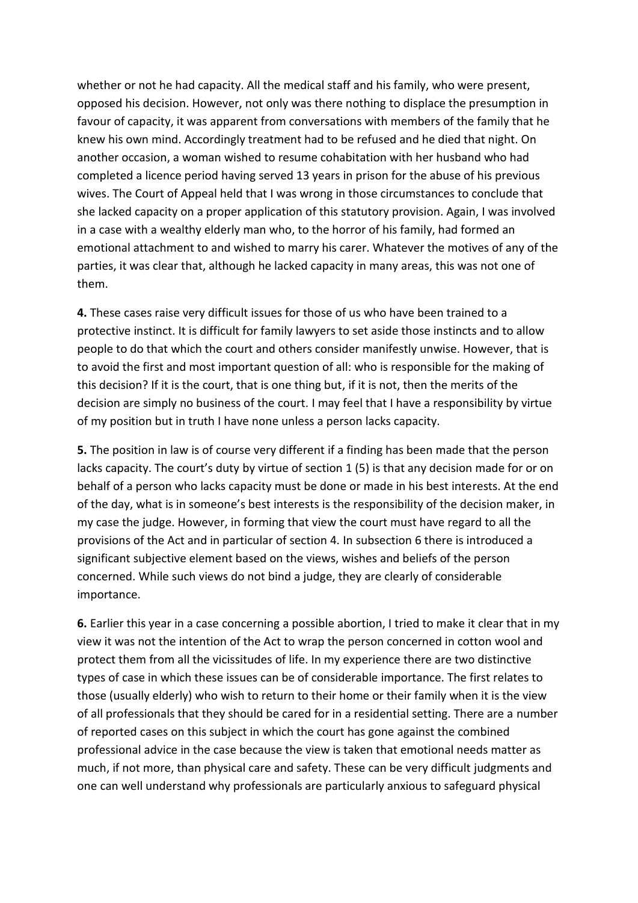whether or not he had capacity. All the medical staff and his family, who were present, opposed his decision. However, not only was there nothing to displace the presumption in favour of capacity, it was apparent from conversations with members of the family that he knew his own mind. Accordingly treatment had to be refused and he died that night. On another occasion, a woman wished to resume cohabitation with her husband who had completed a licence period having served 13 years in prison for the abuse of his previous wives. The Court of Appeal held that I was wrong in those circumstances to conclude that she lacked capacity on a proper application of this statutory provision. Again, I was involved in a case with a wealthy elderly man who, to the horror of his family, had formed an emotional attachment to and wished to marry his carer. Whatever the motives of any of the parties, it was clear that, although he lacked capacity in many areas, this was not one of them.

**4.** These cases raise very difficult issues for those of us who have been trained to a protective instinct. It is difficult for family lawyers to set aside those instincts and to allow people to do that which the court and others consider manifestly unwise. However, that is to avoid the first and most important question of all: who is responsible for the making of this decision? If it is the court, that is one thing but, if it is not, then the merits of the decision are simply no business of the court. I may feel that I have a responsibility by virtue of my position but in truth I have none unless a person lacks capacity.

**5.** The position in law is of course very different if a finding has been made that the person lacks capacity. The court's duty by virtue of section 1 (5) is that any decision made for or on behalf of a person who lacks capacity must be done or made in his best interests. At the end of the day, what is in someone's best interests is the responsibility of the decision maker, in my case the judge. However, in forming that view the court must have regard to all the provisions of the Act and in particular of section 4. In subsection 6 there is introduced a significant subjective element based on the views, wishes and beliefs of the person concerned. While such views do not bind a judge, they are clearly of considerable importance.

**6.** Earlier this year in a case concerning a possible abortion, I tried to make it clear that in my view it was not the intention of the Act to wrap the person concerned in cotton wool and protect them from all the vicissitudes of life. In my experience there are two distinctive types of case in which these issues can be of considerable importance. The first relates to those (usually elderly) who wish to return to their home or their family when it is the view of all professionals that they should be cared for in a residential setting. There are a number of reported cases on this subject in which the court has gone against the combined professional advice in the case because the view is taken that emotional needs matter as much, if not more, than physical care and safety. These can be very difficult judgments and one can well understand why professionals are particularly anxious to safeguard physical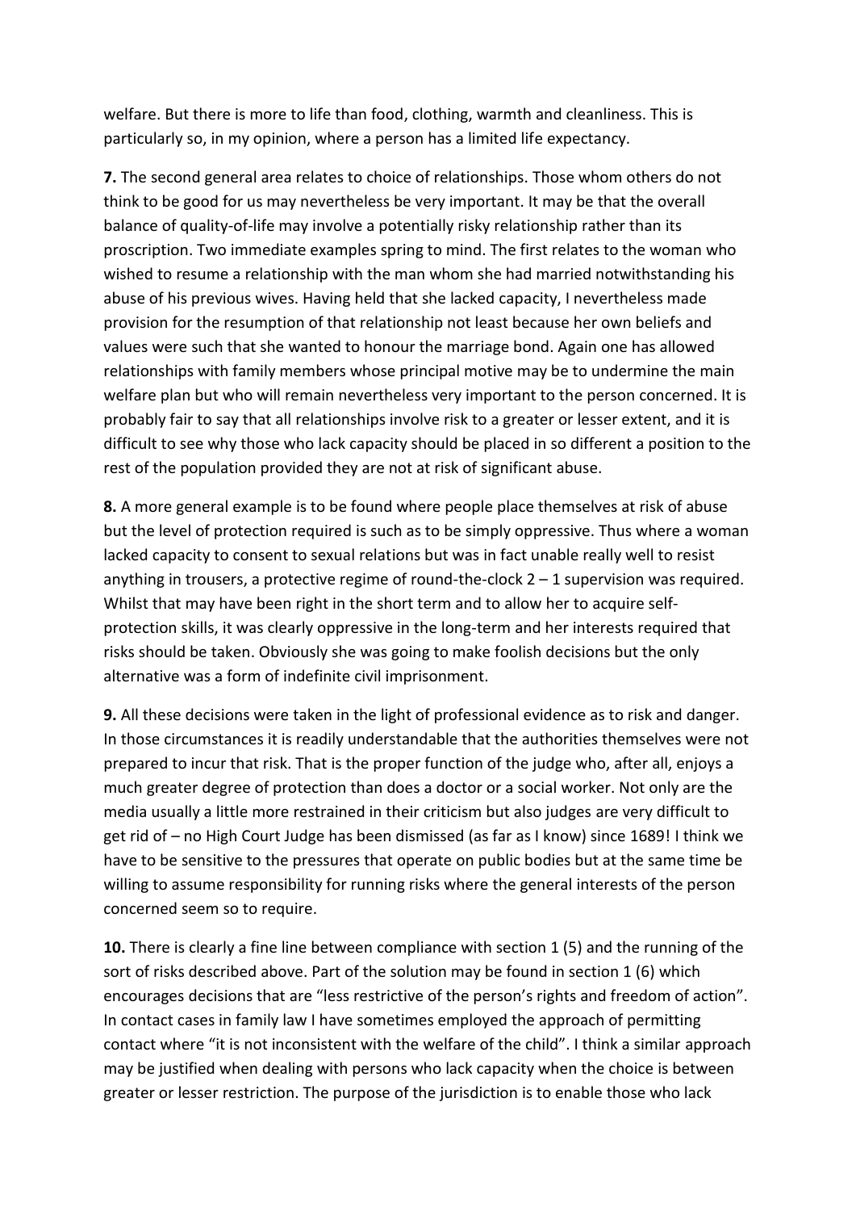welfare. But there is more to life than food, clothing, warmth and cleanliness. This is particularly so, in my opinion, where a person has a limited life expectancy.

**7.** The second general area relates to choice of relationships. Those whom others do not think to be good for us may nevertheless be very important. It may be that the overall balance of quality-of-life may involve a potentially risky relationship rather than its proscription. Two immediate examples spring to mind. The first relates to the woman who wished to resume a relationship with the man whom she had married notwithstanding his abuse of his previous wives. Having held that she lacked capacity, I nevertheless made provision for the resumption of that relationship not least because her own beliefs and values were such that she wanted to honour the marriage bond. Again one has allowed relationships with family members whose principal motive may be to undermine the main welfare plan but who will remain nevertheless very important to the person concerned. It is probably fair to say that all relationships involve risk to a greater or lesser extent, and it is difficult to see why those who lack capacity should be placed in so different a position to the rest of the population provided they are not at risk of significant abuse.

**8.** A more general example is to be found where people place themselves at risk of abuse but the level of protection required is such as to be simply oppressive. Thus where a woman lacked capacity to consent to sexual relations but was in fact unable really well to resist anything in trousers, a protective regime of round-the-clock 2 – 1 supervision was required. Whilst that may have been right in the short term and to allow her to acquire self-protection skills, it was clearly oppressive in the long-term and her interests required that risks should be taken. Obviously she was going to make foolish decisions but the only alternative was a form of indefinite civil imprisonment.

**9.** All these decisions were taken in the light of professional evidence as to risk and danger. In those circumstances it is readily understandable that the authorities themselves were not prepared to incur that risk. That is the proper function of the judge who, after all, enjoys a much greater degree of protection than does a doctor or a social worker. Not only are the media usually a little more restrained in their criticism but also judges are very difficult to get rid of – no High Court Judge has been dismissed (as far as I know) since 1689! I think we have to be sensitive to the pressures that operate on public bodies but at the same time be willing to assume responsibility for running risks where the general interests of the person concerned seem so to require.

**10.** There is clearly a fine line between compliance with section 1 (5) and the running of the sort of risks described above. Part of the solution may be found in section 1 (6) which encourages decisions that are "less restrictive of the person's rights and freedom of action". In contact cases in family law I have sometimes employed the approach of permitting contact where "it is not inconsistent with the welfare of the child". I think a similar approach may be justified when dealing with persons who lack capacity when the choice is between greater or lesser restriction. The purpose of the jurisdiction is to enable those who lack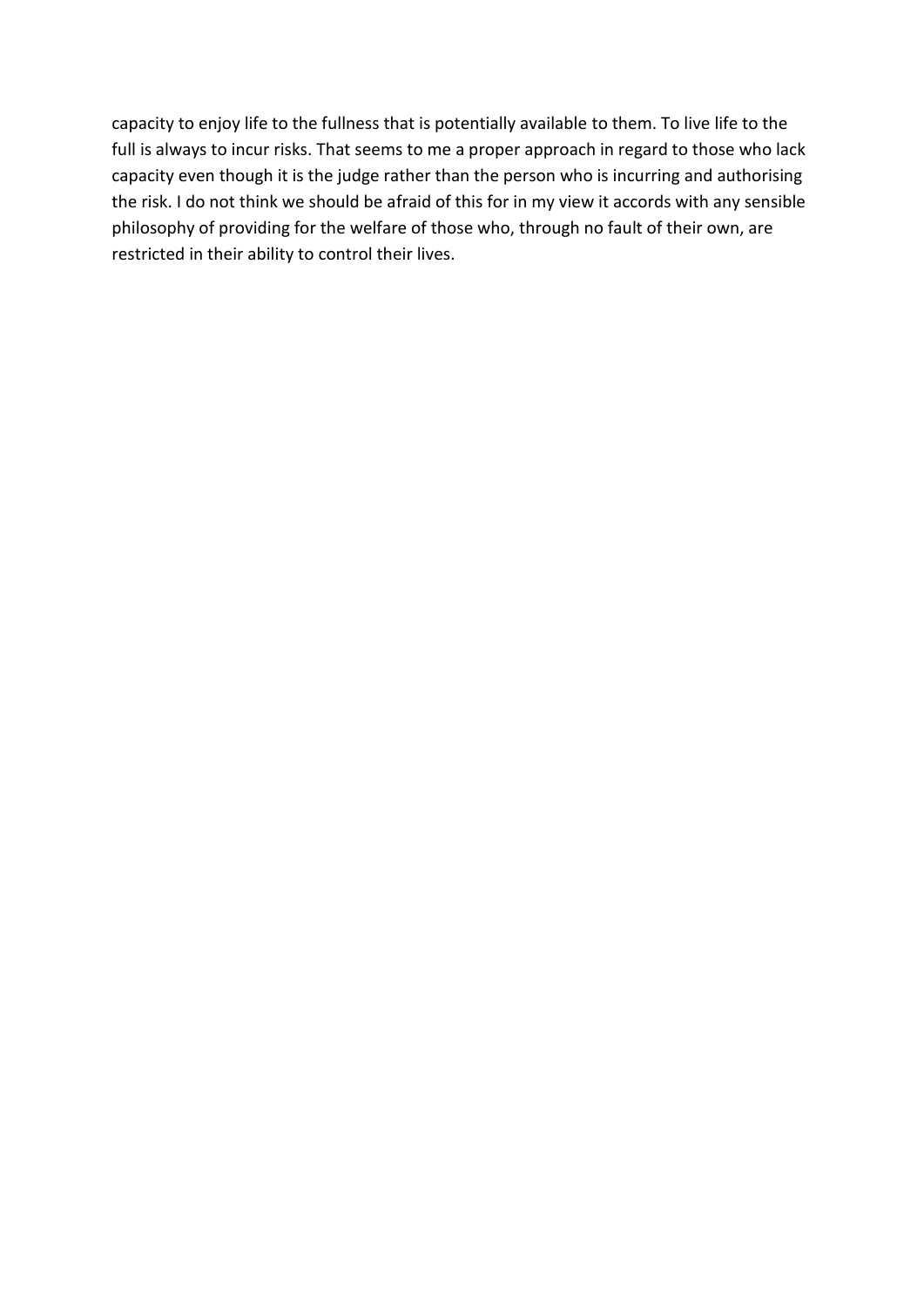capacity to enjoy life to the fullness that is potentially available to them. To live life to the full is always to incur risks. That seems to me a proper approach in regard to those who lack capacity even though it is the judge rather than the person who is incurring and authorising the risk. I do not think we should be afraid of this for in my view it accords with any sensible philosophy of providing for the welfare of those who, through no fault of their own, are restricted in their ability to control their lives.